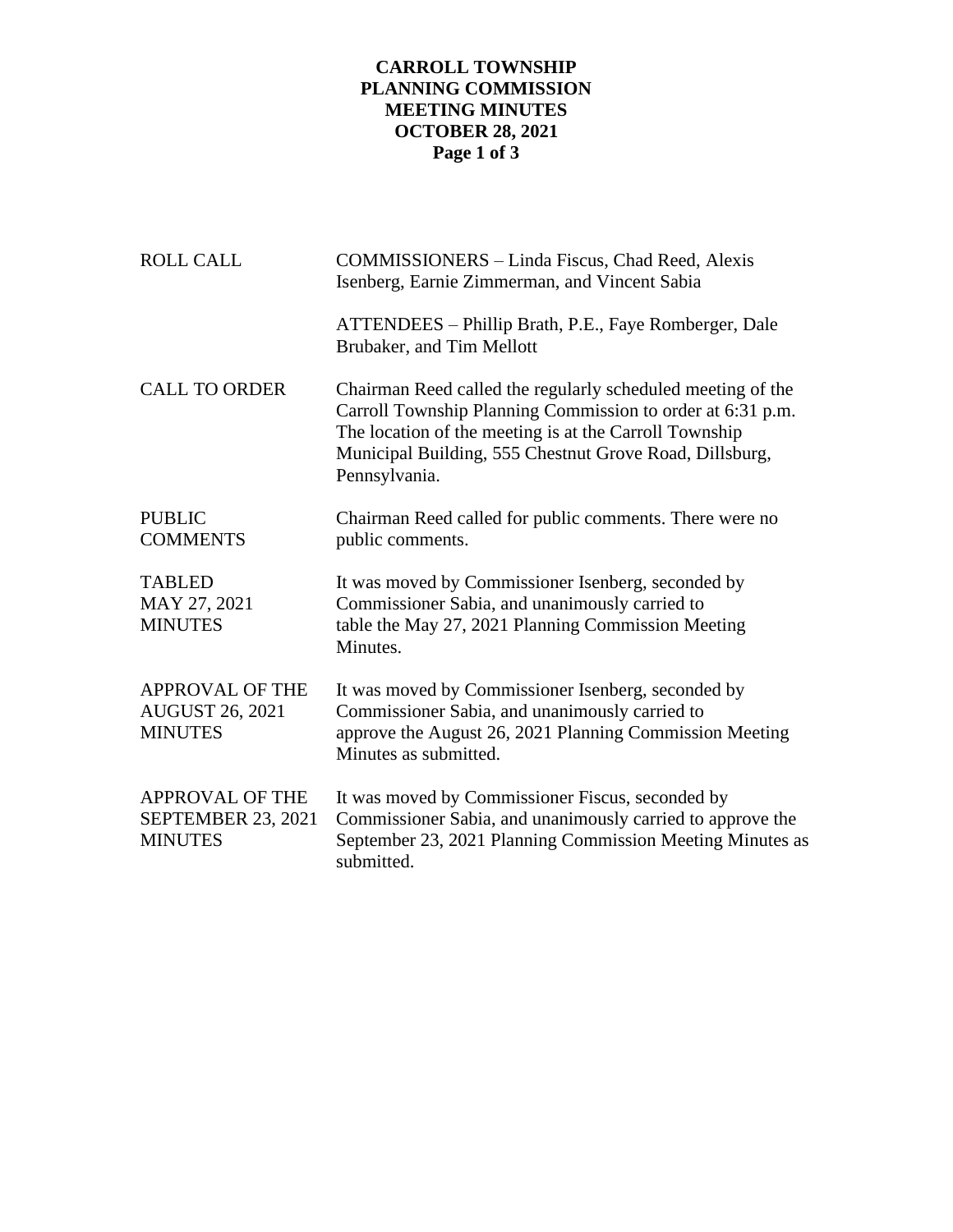# CARROLL TOWNSHIP
# PLANNING COMMISSION
# MEETING MINUTES
# OCTOBER 28, 2021

| | |
|---|---|
| ROLL CALL | COMMISSIONERS – Linda Fiscus, Chad Reed, Alexis Isenberg, Earnie Zimmerman, and Vincent Sabia |
| | ATTENDEES – Phillip Brath, P.E., Faye Romberger, Dale Brubaker, and Tim Mellott |
| CALL TO ORDER | Chairman Reed called the regularly scheduled meeting of the Carroll Township Planning Commission to order at 6:31 p.m. The location of the meeting is at the Carroll Township Municipal Building, 555 Chestnut Grove Road, Dillsburg, Pennsylvania. |
| PUBLIC COMMENTS | Chairman Reed called for public comments. There were no public comments. |
| TABLED MAY 27, 2021 MINUTES | It was moved by Commissioner Isenberg, seconded by Commissioner Sabia, and unanimously carried to table the May 27, 2021 Planning Commission Meeting Minutes. |
| APPROVAL OF THE AUGUST 26, 2021 MINUTES | It was moved by Commissioner Isenberg, seconded by Commissioner Sabia, and unanimously carried to approve the August 26, 2021 Planning Commission Meeting Minutes as submitted. |
| APPROVAL OF THE SEPTEMBER 23, 2021 MINUTES | It was moved by Commissioner Fiscus, seconded by Commissioner Sabia, and unanimously carried to approve the September 23, 2021 Planning Commission Meeting Minutes as submitted. |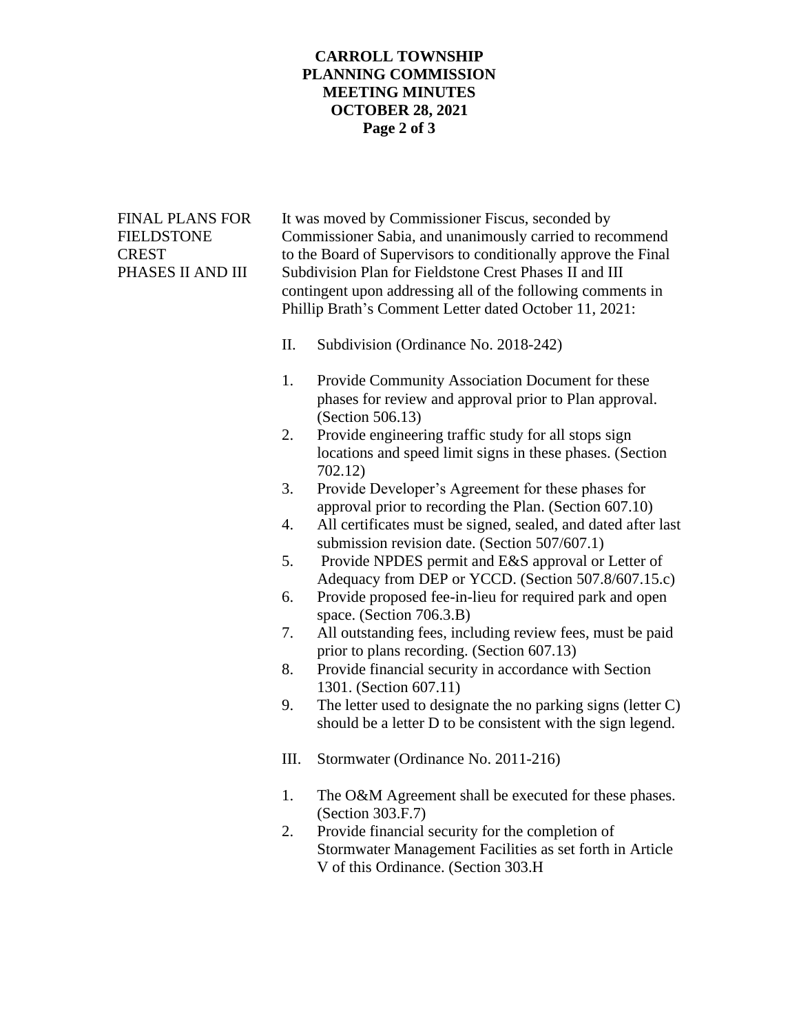**FINAL PLANS FOR FIELDSTONE CREST PHASES II AND III**

It was moved by Commissioner Fiscus, seconded by Commissioner Sabia, and unanimously carried to recommend to the Board of Supervisors to conditionally approve the Final Subdivision Plan for Fieldstone Crest Phases II and III contingent upon addressing all of the following comments in Phillip Brath's Comment Letter dated October 11, 2021:

II. Subdivision (Ordinance No. 2018-242)

1. Provide Community Association Document for these phases for review and approval prior to Plan approval. (Section 506.13)
2. Provide engineering traffic study for all stops sign locations and speed limit signs in these phases. (Section 702.12)
3. Provide Developer's Agreement for these phases for approval prior to recording the Plan. (Section 607.10)
4. All certificates must be signed, sealed, and dated after last submission revision date. (Section 507/607.1)
5. Provide NPDES permit and E&S approval or Letter of Adequacy from DEP or YCCD. (Section 507.8/607.15.c)
6. Provide proposed fee-in-lieu for required park and open space. (Section 706.3.B)
7. All outstanding fees, including review fees, must be paid prior to plans recording. (Section 607.13)
8. Provide financial security in accordance with Section 1301. (Section 607.11)
9. The letter used to designate the no parking signs (letter C) should be a letter D to be consistent with the sign legend.

III. Stormwater (Ordinance No. 2011-216)

1. The O&M Agreement shall be executed for these phases. (Section 303.F.7)
2. Provide financial security for the completion of Stormwater Management Facilities as set forth in Article V of this Ordinance. (Section 303.H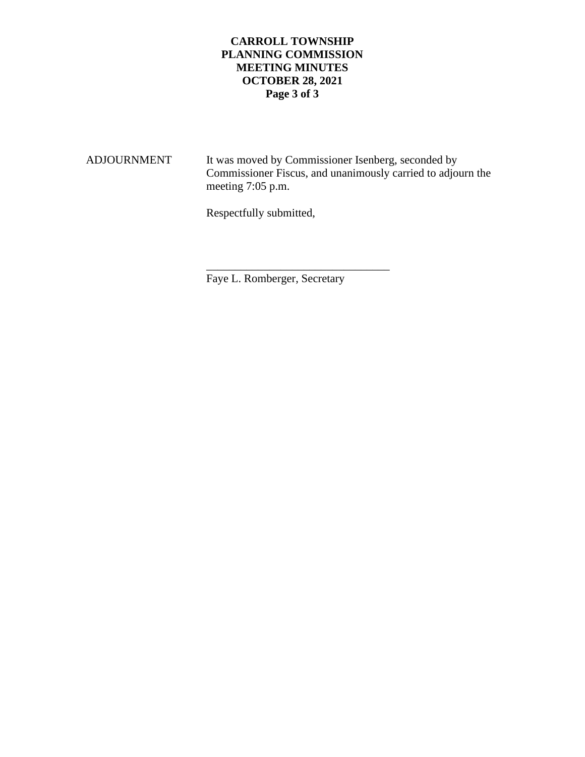ADJOURNMENT

It was moved by Commissioner Isenberg, seconded by Commissioner Fiscus, and unanimously carried to adjourn the meeting 7:05 p.m.

Respectfully submitted,

\_\_\_\_\_\_\_\_\_\_\_\_\_\_\_\_\_\_\_\_\_\_\_\_\_\_\_\_\_\_\_\_

Faye L. Romberger, Secretary